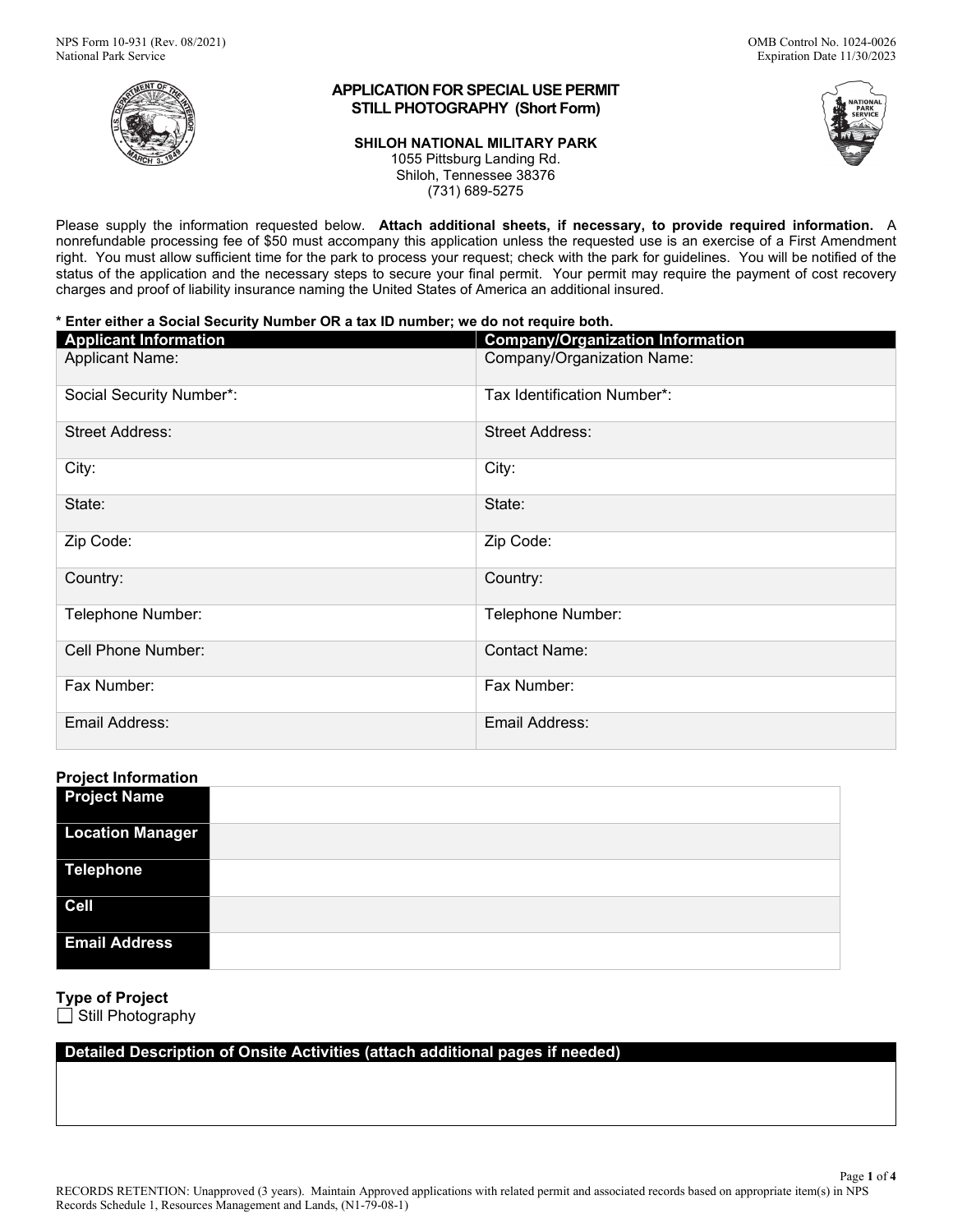NPS Form 10-931 (Rev. 08/2021)
National Park Service

OMB Control No. 1024-0026
Expiration Date 11/30/2023

# APPLICATION FOR SPECIAL USE PERMIT
## STILL PHOTOGRAPHY (Short Form)

**SHILOH NATIONAL MILITARY PARK**
1055 Pittsburg Landing Rd.
Shiloh, Tennessee 38376
(731) 689-5275

Please supply the information requested below. **Attach additional sheets, if necessary, to provide required information.** A nonrefundable processing fee of $50 must accompany this application unless the requested use is an exercise of a First Amendment right. You must allow sufficient time for the park to process your request; check with the park for guidelines. You will be notified of the status of the application and the necessary steps to secure your final permit. Your permit may require the payment of cost recovery charges and proof of liability insurance naming the United States of America an additional insured.

**\* Enter either a Social Security Number OR a tax ID number; we do not require both.**

| Applicant Information | Company/Organization Information |
|---|---|
| Applicant Name: | Company/Organization Name: |
| Social Security Number*: | Tax Identification Number*: |
| Street Address: | Street Address: |
| City: | City: |
| State: | State: |
| Zip Code: | Zip Code: |
| Country: | Country: |
| Telephone Number: | Telephone Number: |
| Cell Phone Number: | Contact Name: |
| Fax Number: | Fax Number: |
| Email Address: | Email Address: |

### Project Information

| | |
|---|---|
| **Project Name** | |
| **Location Manager** | |
| **Telephone** | |
| **Cell** | |
| **Email Address** | |

### Type of Project

☐ Still Photography

| Detailed Description of Onsite Activities (attach additional pages if needed) |
|---|
| |

RECORDS RETENTION: Unapproved (3 years). Maintain Approved applications with related permit and associated records based on appropriate item(s) in NPS Records Schedule 1, Resources Management and Lands, (N1-79-08-1)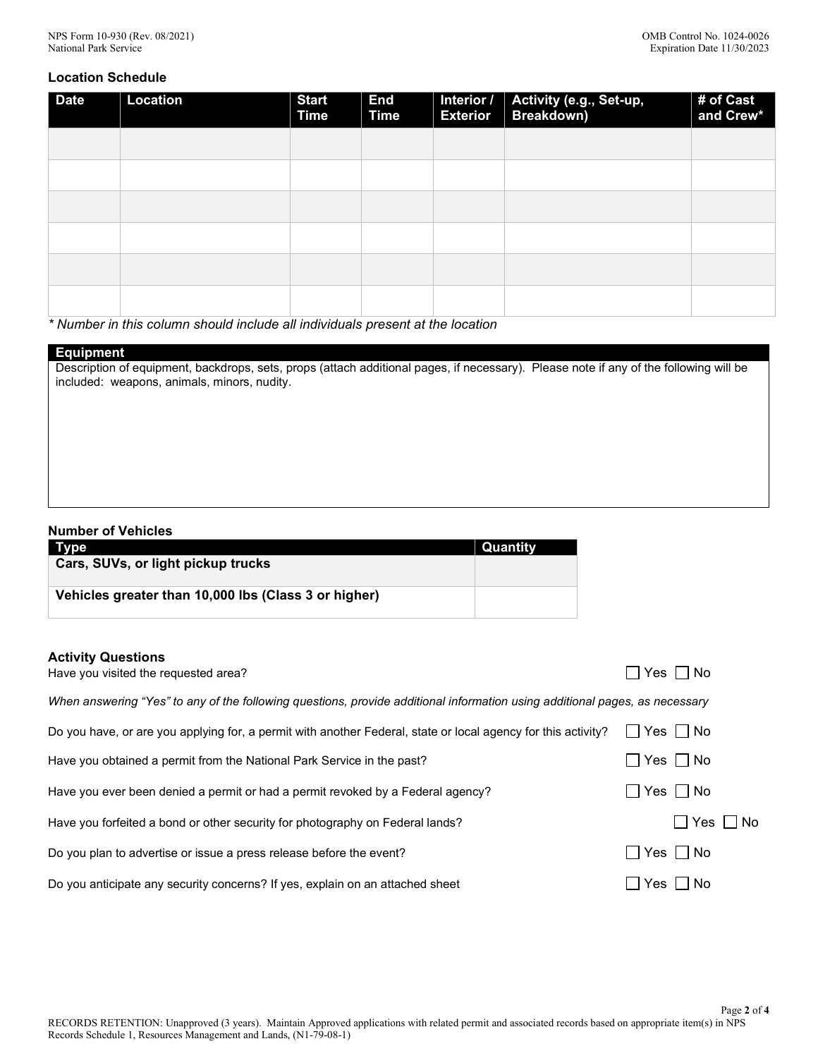### Location Schedule

| Date | Location | Start Time | End Time | Interior / Exterior | Activity (e.g., Set-up, Breakdown) | # of Cast and Crew* |
|---|---|---|---|---|---|---|
| | | | | | | |
| | | | | | | |
| | | | | | | |
| | | | | | | |
| | | | | | | |
| | | | | | | |

*\* Number in this column should include all individuals present at the location*

### Equipment

Description of equipment, backdrops, sets, props (attach additional pages, if necessary). Please note if any of the following will be included: weapons, animals, minors, nudity.

### Number of Vehicles

| Type | Quantity |
|---|---|
| **Cars, SUVs, or light pickup trucks** | |
| **Vehicles greater than 10,000 lbs (Class 3 or higher)** | |

### Activity Questions

Have you visited the requested area? ☐ Yes ☐ No

*When answering "Yes" to any of the following questions, provide additional information using additional pages, as necessary*

Do you have, or are you applying for, a permit with another Federal, state or local agency for this activity? ☐ Yes ☐ No

Have you obtained a permit from the National Park Service in the past? ☐ Yes ☐ No

Have you ever been denied a permit or had a permit revoked by a Federal agency? ☐ Yes ☐ No

Have you forfeited a bond or other security for photography on Federal lands? ☐ Yes ☐ No

Do you plan to advertise or issue a press release before the event? ☐ Yes ☐ No

Do you anticipate any security concerns? If yes, explain on an attached sheet ☐ Yes ☐ No

RECORDS RETENTION: Unapproved (3 years). Maintain Approved applications with related permit and associated records based on appropriate item(s) in NPS Records Schedule 1, Resources Management and Lands, (N1-79-08-1)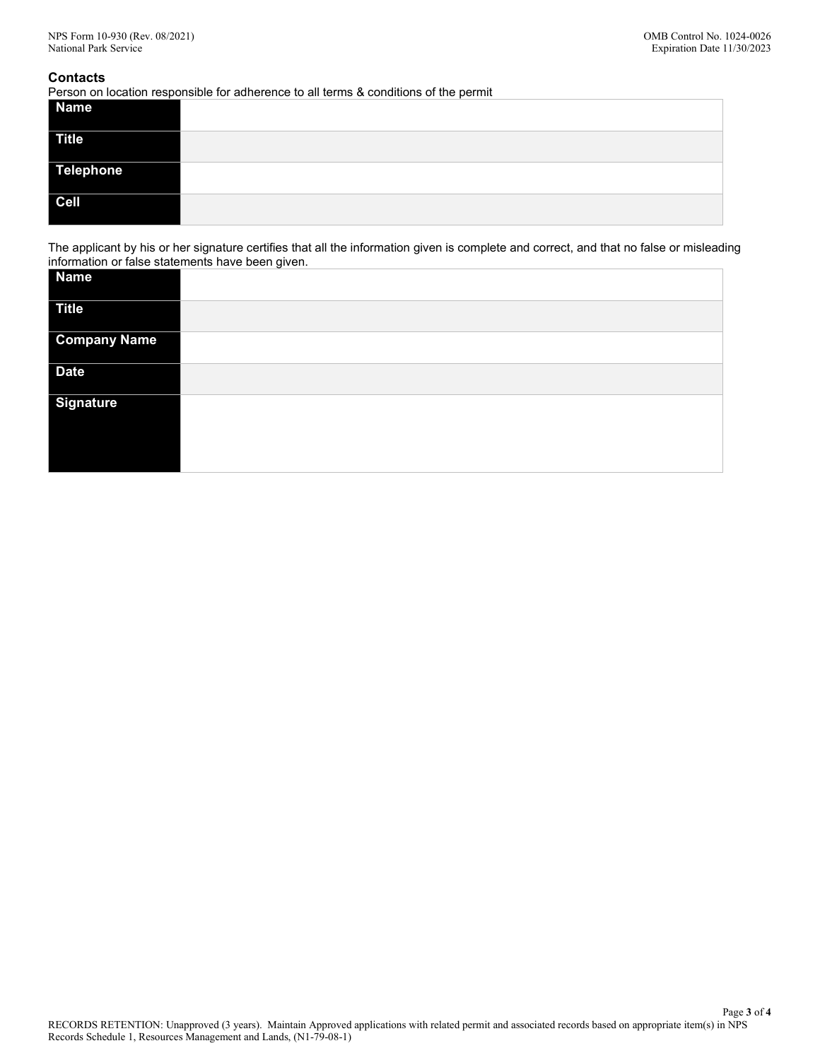## Contacts

Person on location responsible for adherence to all terms & conditions of the permit

| | |
|---|---|
| **Name** | |
| **Title** | |
| **Telephone** | |
| **Cell** | |

The applicant by his or her signature certifies that all the information given is complete and correct, and that no false or misleading information or false statements have been given.

| | |
|---|---|
| **Name** | |
| **Title** | |
| **Company Name** | |
| **Date** | |
| **Signature** | |

RECORDS RETENTION: Unapproved (3 years). Maintain Approved applications with related permit and associated records based on appropriate item(s) in NPS Records Schedule 1, Resources Management and Lands, (N1-79-08-1)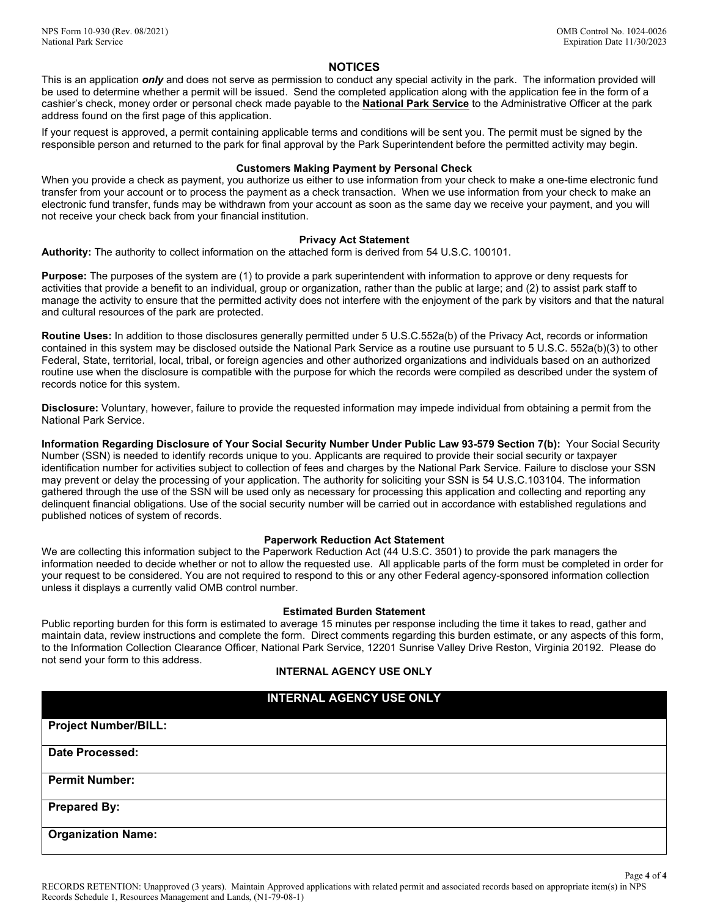## NOTICES

This is an application ***only*** and does not serve as permission to conduct any special activity in the park. The information provided will be used to determine whether a permit will be issued. Send the completed application along with the application fee in the form of a cashier's check, money order or personal check made payable to the **National Park Service** to the Administrative Officer at the park address found on the first page of this application.

If your request is approved, a permit containing applicable terms and conditions will be sent you. The permit must be signed by the responsible person and returned to the park for final approval by the Park Superintendent before the permitted activity may begin.

### Customers Making Payment by Personal Check

When you provide a check as payment, you authorize us either to use information from your check to make a one-time electronic fund transfer from your account or to process the payment as a check transaction. When we use information from your check to make an electronic fund transfer, funds may be withdrawn from your account as soon as the same day we receive your payment, and you will not receive your check back from your financial institution.

### Privacy Act Statement

**Authority:** The authority to collect information on the attached form is derived from 54 U.S.C. 100101.

**Purpose:** The purposes of the system are (1) to provide a park superintendent with information to approve or deny requests for activities that provide a benefit to an individual, group or organization, rather than the public at large; and (2) to assist park staff to manage the activity to ensure that the permitted activity does not interfere with the enjoyment of the park by visitors and that the natural and cultural resources of the park are protected.

**Routine Uses:** In addition to those disclosures generally permitted under 5 U.S.C.552a(b) of the Privacy Act, records or information contained in this system may be disclosed outside the National Park Service as a routine use pursuant to 5 U.S.C. 552a(b)(3) to other Federal, State, territorial, local, tribal, or foreign agencies and other authorized organizations and individuals based on an authorized routine use when the disclosure is compatible with the purpose for which the records were compiled as described under the system of records notice for this system.

**Disclosure:** Voluntary, however, failure to provide the requested information may impede individual from obtaining a permit from the National Park Service.

**Information Regarding Disclosure of Your Social Security Number Under Public Law 93-579 Section 7(b):** Your Social Security Number (SSN) is needed to identify records unique to you. Applicants are required to provide their social security or taxpayer identification number for activities subject to collection of fees and charges by the National Park Service. Failure to disclose your SSN may prevent or delay the processing of your application. The authority for soliciting your SSN is 54 U.S.C.103104. The information gathered through the use of the SSN will be used only as necessary for processing this application and collecting and reporting any delinquent financial obligations. Use of the social security number will be carried out in accordance with established regulations and published notices of system of records.

### Paperwork Reduction Act Statement

We are collecting this information subject to the Paperwork Reduction Act (44 U.S.C. 3501) to provide the park managers the information needed to decide whether or not to allow the requested use. All applicable parts of the form must be completed in order for your request to be considered. You are not required to respond to this or any other Federal agency-sponsored information collection unless it displays a currently valid OMB control number.

### Estimated Burden Statement

Public reporting burden for this form is estimated to average 15 minutes per response including the time it takes to read, gather and maintain data, review instructions and complete the form. Direct comments regarding this burden estimate, or any aspects of this form, to the Information Collection Clearance Officer, National Park Service, 12201 Sunrise Valley Drive Reston, Virginia 20192. Please do not send your form to this address.

**INTERNAL AGENCY USE ONLY**

| INTERNAL AGENCY USE ONLY |
|---|
| **Project Number/BILL:** |
| **Date Processed:** |
| **Permit Number:** |
| **Prepared By:** |
| **Organization Name:** |

RECORDS RETENTION: Unapproved (3 years). Maintain Approved applications with related permit and associated records based on appropriate item(s) in NPS Records Schedule 1, Resources Management and Lands, (N1-79-08-1)